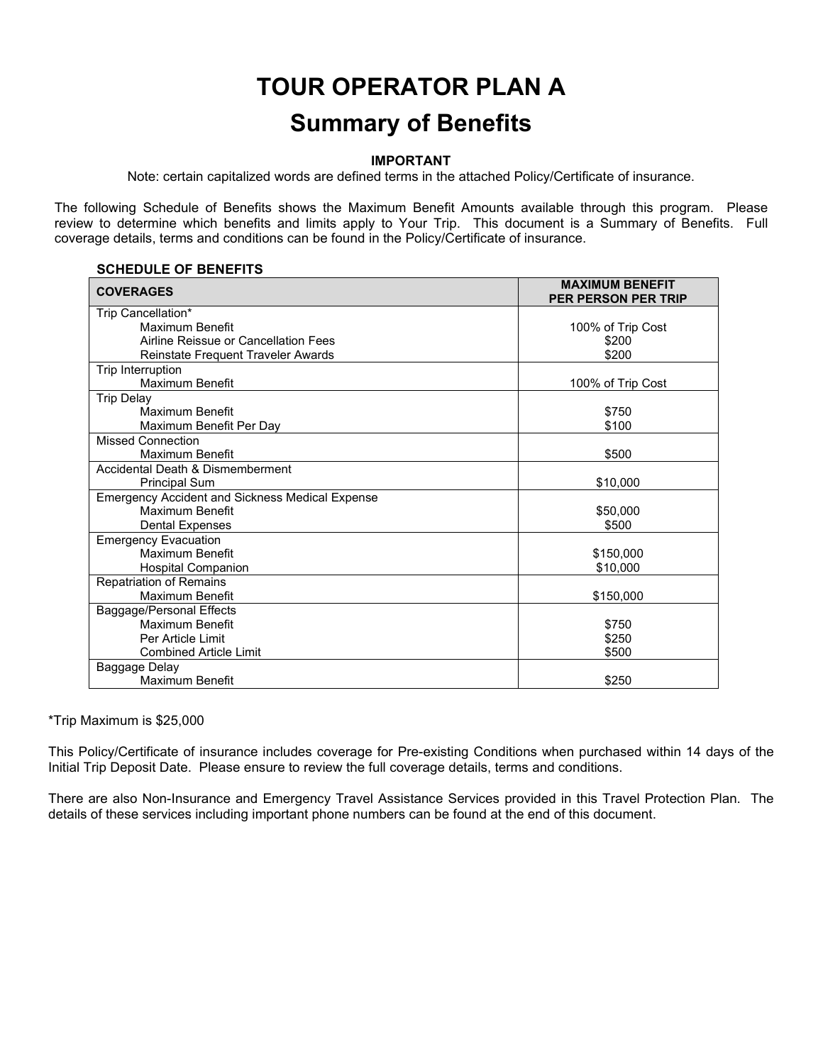# TOUR OPERATOR PLAN A

## Summary of Benefits

**IMPORTANT**

Note: certain capitalized words are defined terms in the attached Policy/Certificate of insurance.

The following Schedule of Benefits shows the Maximum Benefit Amounts available through this program. Please review to determine which benefits and limits apply to Your Trip. This document is a Summary of Benefits. Full coverage details, terms and conditions can be found in the Policy/Certificate of insurance.

**SCHEDULE OF BENEFITS**

| COVERAGES | MAXIMUM BENEFIT PER PERSON PER TRIP |
|---|---|
| Trip Cancellation* | |
| Maximum Benefit | 100% of Trip Cost |
| Airline Reissue or Cancellation Fees | $200 |
| Reinstate Frequent Traveler Awards | $200 |
| Trip Interruption | |
| Maximum Benefit | 100% of Trip Cost |
| Trip Delay | |
| Maximum Benefit | $750 |
| Maximum Benefit Per Day | $100 |
| Missed Connection | |
| Maximum Benefit | $500 |
| Accidental Death & Dismemberment | |
| Principal Sum | $10,000 |
| Emergency Accident and Sickness Medical Expense | |
| Maximum Benefit | $50,000 |
| Dental Expenses | $500 |
| Emergency Evacuation | |
| Maximum Benefit | $150,000 |
| Hospital Companion | $10,000 |
| Repatriation of Remains | |
| Maximum Benefit | $150,000 |
| Baggage/Personal Effects | |
| Maximum Benefit | $750 |
| Per Article Limit | $250 |
| Combined Article Limit | $500 |
| Baggage Delay | |
| Maximum Benefit | $250 |

*Trip Maximum is $25,000

This Policy/Certificate of insurance includes coverage for Pre-existing Conditions when purchased within 14 days of the Initial Trip Deposit Date. Please ensure to review the full coverage details, terms and conditions.

There are also Non-Insurance and Emergency Travel Assistance Services provided in this Travel Protection Plan. The details of these services including important phone numbers can be found at the end of this document.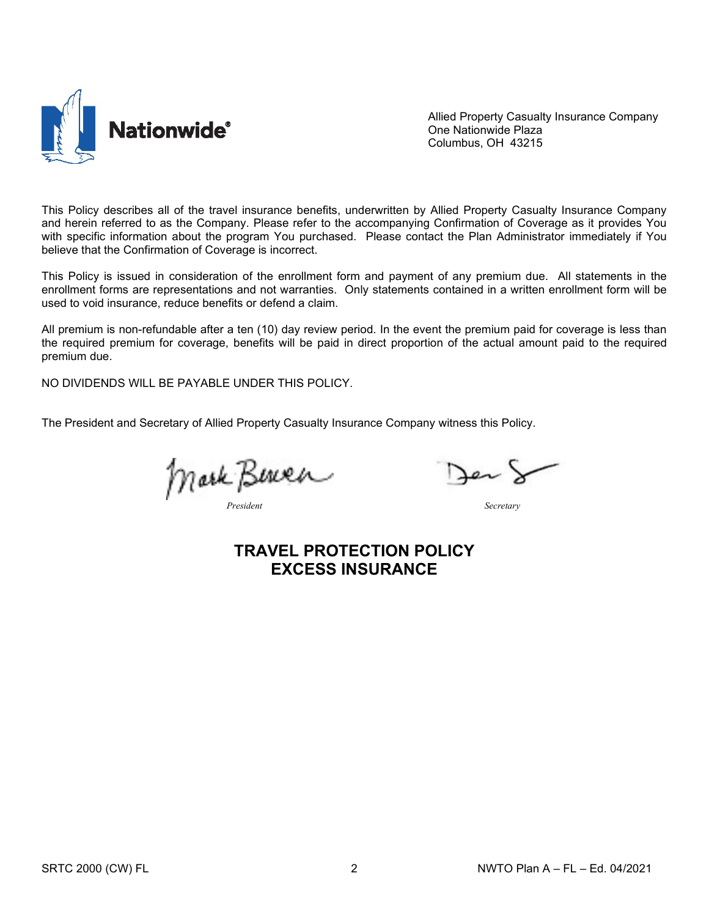Nationwide®

Allied Property Casualty Insurance Company
One Nationwide Plaza
Columbus, OH 43215

This Policy describes all of the travel insurance benefits, underwritten by Allied Property Casualty Insurance Company and herein referred to as the Company. Please refer to the accompanying Confirmation of Coverage as it provides You with specific information about the program You purchased. Please contact the Plan Administrator immediately if You believe that the Confirmation of Coverage is incorrect.

This Policy is issued in consideration of the enrollment form and payment of any premium due. All statements in the enrollment forms are representations and not warranties. Only statements contained in a written enrollment form will be used to void insurance, reduce benefits or defend a claim.

All premium is non-refundable after a ten (10) day review period. In the event the premium paid for coverage is less than the required premium for coverage, benefits will be paid in direct proportion of the actual amount paid to the required premium due.

NO DIVIDENDS WILL BE PAYABLE UNDER THIS POLICY.

The President and Secretary of Allied Property Casualty Insurance Company witness this Policy.

| *President* | *Secretary* |
|---|---|

# TRAVEL PROTECTION POLICY
# EXCESS INSURANCE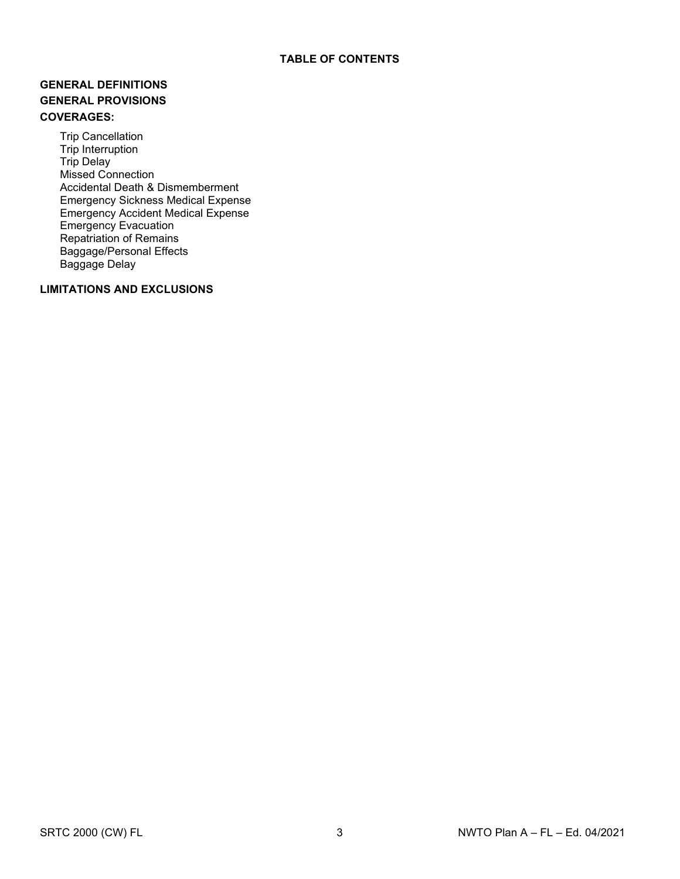# TABLE OF CONTENTS

**GENERAL DEFINITIONS**

**GENERAL PROVISIONS**

**COVERAGES:**

- Trip Cancellation
- Trip Interruption
- Trip Delay
- Missed Connection
- Accidental Death & Dismemberment
- Emergency Sickness Medical Expense
- Emergency Accident Medical Expense
- Emergency Evacuation
- Repatriation of Remains
- Baggage/Personal Effects
- Baggage Delay

**LIMITATIONS AND EXCLUSIONS**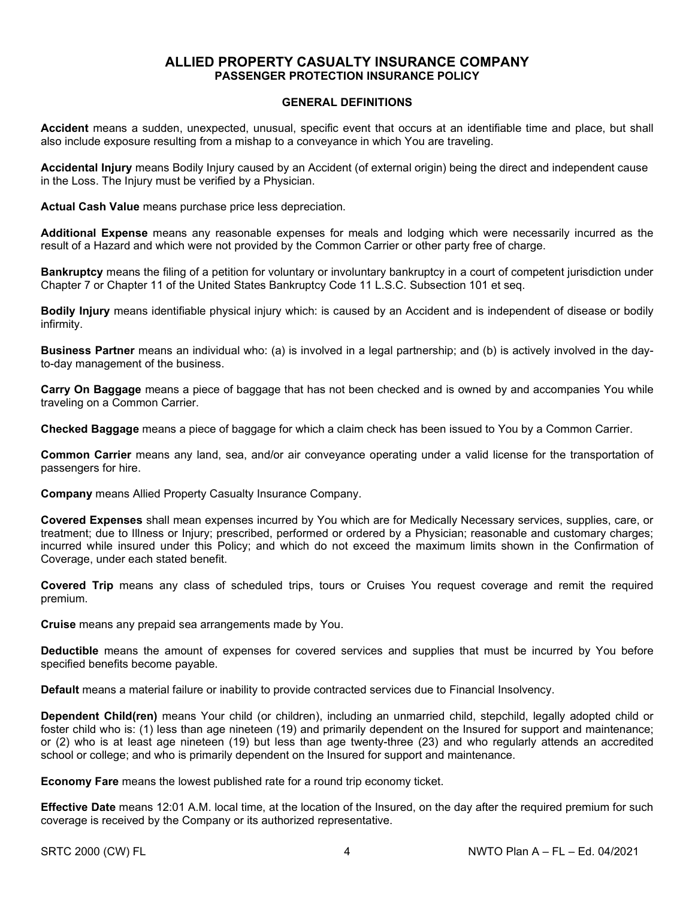# ALLIED PROPERTY CASUALTY INSURANCE COMPANY

## PASSENGER PROTECTION INSURANCE POLICY

### GENERAL DEFINITIONS

**Accident** means a sudden, unexpected, unusual, specific event that occurs at an identifiable time and place, but shall also include exposure resulting from a mishap to a conveyance in which You are traveling.

**Accidental Injury** means Bodily Injury caused by an Accident (of external origin) being the direct and independent cause in the Loss. The Injury must be verified by a Physician.

**Actual Cash Value** means purchase price less depreciation.

**Additional Expense** means any reasonable expenses for meals and lodging which were necessarily incurred as the result of a Hazard and which were not provided by the Common Carrier or other party free of charge.

**Bankruptcy** means the filing of a petition for voluntary or involuntary bankruptcy in a court of competent jurisdiction under Chapter 7 or Chapter 11 of the United States Bankruptcy Code 11 L.S.C. Subsection 101 et seq.

**Bodily Injury** means identifiable physical injury which: is caused by an Accident and is independent of disease or bodily infirmity.

**Business Partner** means an individual who: (a) is involved in a legal partnership; and (b) is actively involved in the day-to-day management of the business.

**Carry On Baggage** means a piece of baggage that has not been checked and is owned by and accompanies You while traveling on a Common Carrier.

**Checked Baggage** means a piece of baggage for which a claim check has been issued to You by a Common Carrier.

**Common Carrier** means any land, sea, and/or air conveyance operating under a valid license for the transportation of passengers for hire.

**Company** means Allied Property Casualty Insurance Company.

**Covered Expenses** shall mean expenses incurred by You which are for Medically Necessary services, supplies, care, or treatment; due to Illness or Injury; prescribed, performed or ordered by a Physician; reasonable and customary charges; incurred while insured under this Policy; and which do not exceed the maximum limits shown in the Confirmation of Coverage, under each stated benefit.

**Covered Trip** means any class of scheduled trips, tours or Cruises You request coverage and remit the required premium.

**Cruise** means any prepaid sea arrangements made by You.

**Deductible** means the amount of expenses for covered services and supplies that must be incurred by You before specified benefits become payable.

**Default** means a material failure or inability to provide contracted services due to Financial Insolvency.

**Dependent Child(ren)** means Your child (or children), including an unmarried child, stepchild, legally adopted child or foster child who is: (1) less than age nineteen (19) and primarily dependent on the Insured for support and maintenance; or (2) who is at least age nineteen (19) but less than age twenty-three (23) and who regularly attends an accredited school or college; and who is primarily dependent on the Insured for support and maintenance.

**Economy Fare** means the lowest published rate for a round trip economy ticket.

**Effective Date** means 12:01 A.M. local time, at the location of the Insured, on the day after the required premium for such coverage is received by the Company or its authorized representative.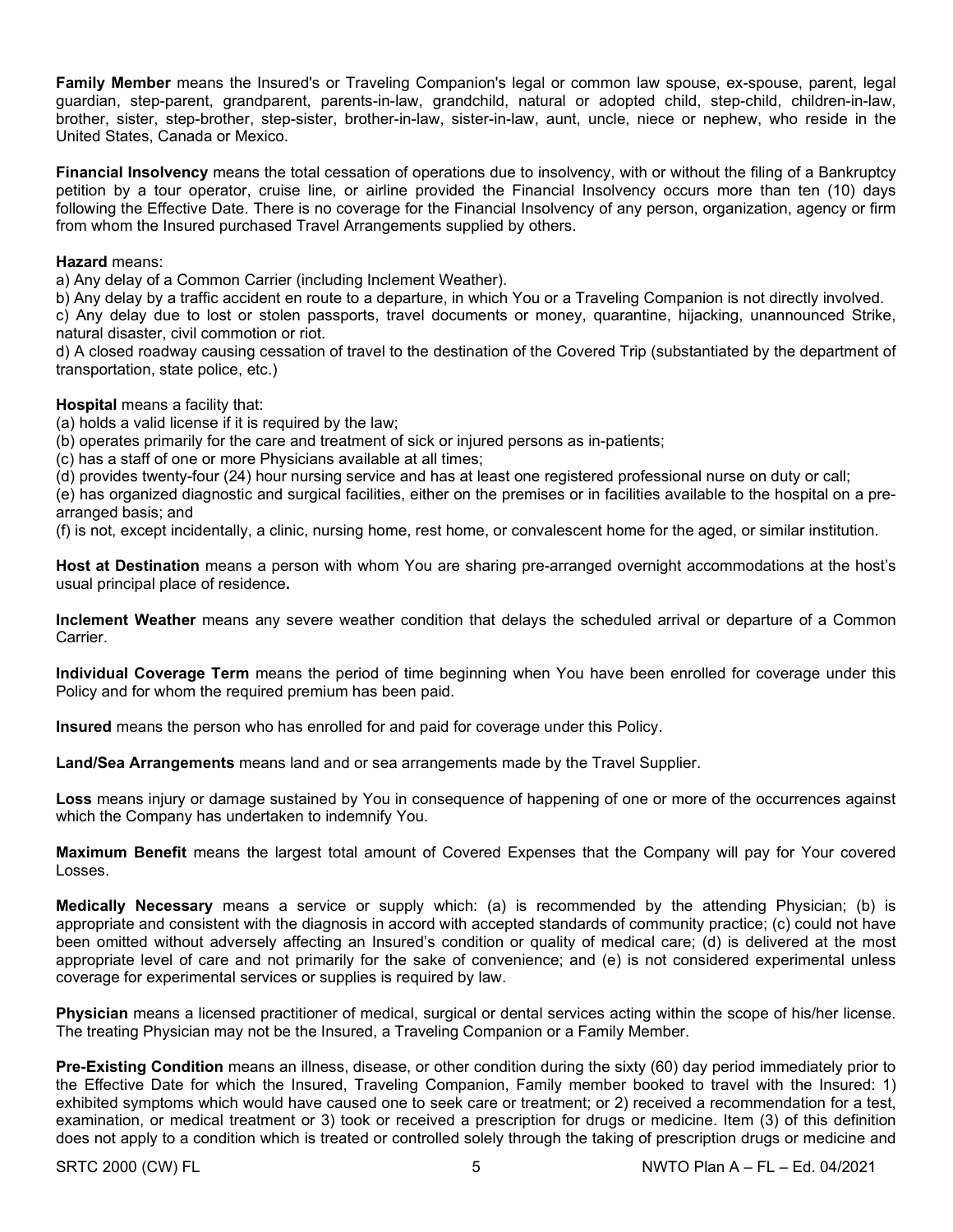**Family Member** means the Insured's or Traveling Companion's legal or common law spouse, ex-spouse, parent, legal guardian, step-parent, grandparent, parents-in-law, grandchild, natural or adopted child, step-child, children-in-law, brother, sister, step-brother, step-sister, brother-in-law, sister-in-law, aunt, uncle, niece or nephew, who reside in the United States, Canada or Mexico.

**Financial Insolvency** means the total cessation of operations due to insolvency, with or without the filing of a Bankruptcy petition by a tour operator, cruise line, or airline provided the Financial Insolvency occurs more than ten (10) days following the Effective Date. There is no coverage for the Financial Insolvency of any person, organization, agency or firm from whom the Insured purchased Travel Arrangements supplied by others.

**Hazard** means:

a) Any delay of a Common Carrier (including Inclement Weather).

b) Any delay by a traffic accident en route to a departure, in which You or a Traveling Companion is not directly involved.

c) Any delay due to lost or stolen passports, travel documents or money, quarantine, hijacking, unannounced Strike, natural disaster, civil commotion or riot.

d) A closed roadway causing cessation of travel to the destination of the Covered Trip (substantiated by the department of transportation, state police, etc.)

**Hospital** means a facility that:

(a) holds a valid license if it is required by the law;

(b) operates primarily for the care and treatment of sick or injured persons as in-patients;

(c) has a staff of one or more Physicians available at all times;

(d) provides twenty-four (24) hour nursing service and has at least one registered professional nurse on duty or call;

(e) has organized diagnostic and surgical facilities, either on the premises or in facilities available to the hospital on a pre-arranged basis; and

(f) is not, except incidentally, a clinic, nursing home, rest home, or convalescent home for the aged, or similar institution.

**Host at Destination** means a person with whom You are sharing pre-arranged overnight accommodations at the host's usual principal place of residence**.**

**Inclement Weather** means any severe weather condition that delays the scheduled arrival or departure of a Common Carrier.

**Individual Coverage Term** means the period of time beginning when You have been enrolled for coverage under this Policy and for whom the required premium has been paid.

**Insured** means the person who has enrolled for and paid for coverage under this Policy.

**Land/Sea Arrangements** means land and or sea arrangements made by the Travel Supplier.

**Loss** means injury or damage sustained by You in consequence of happening of one or more of the occurrences against which the Company has undertaken to indemnify You.

**Maximum Benefit** means the largest total amount of Covered Expenses that the Company will pay for Your covered Losses.

**Medically Necessary** means a service or supply which: (a) is recommended by the attending Physician; (b) is appropriate and consistent with the diagnosis in accord with accepted standards of community practice; (c) could not have been omitted without adversely affecting an Insured's condition or quality of medical care; (d) is delivered at the most appropriate level of care and not primarily for the sake of convenience; and (e) is not considered experimental unless coverage for experimental services or supplies is required by law.

**Physician** means a licensed practitioner of medical, surgical or dental services acting within the scope of his/her license. The treating Physician may not be the Insured, a Traveling Companion or a Family Member.

**Pre-Existing Condition** means an illness, disease, or other condition during the sixty (60) day period immediately prior to the Effective Date for which the Insured, Traveling Companion, Family member booked to travel with the Insured: 1) exhibited symptoms which would have caused one to seek care or treatment; or 2) received a recommendation for a test, examination, or medical treatment or 3) took or received a prescription for drugs or medicine. Item (3) of this definition does not apply to a condition which is treated or controlled solely through the taking of prescription drugs or medicine and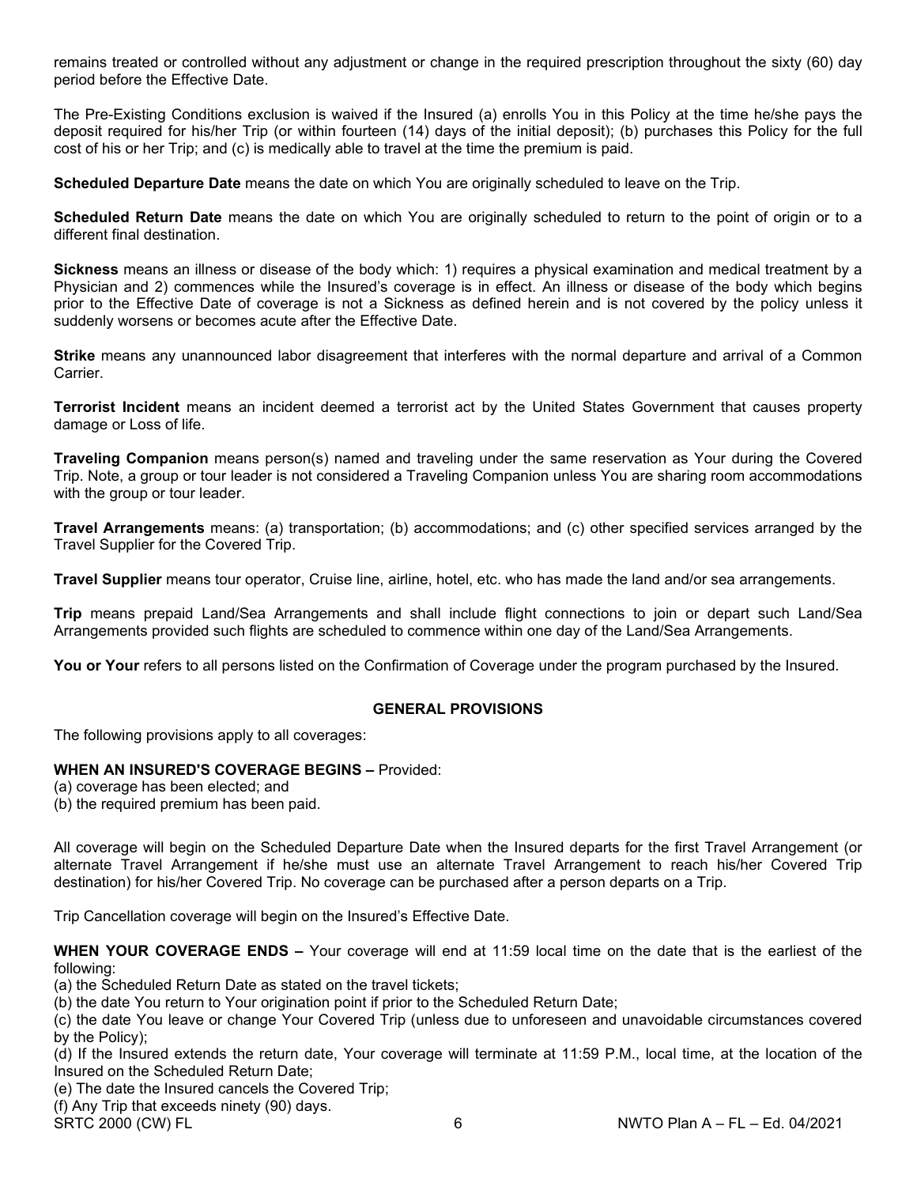remains treated or controlled without any adjustment or change in the required prescription throughout the sixty (60) day period before the Effective Date.

The Pre-Existing Conditions exclusion is waived if the Insured (a) enrolls You in this Policy at the time he/she pays the deposit required for his/her Trip (or within fourteen (14) days of the initial deposit); (b) purchases this Policy for the full cost of his or her Trip; and (c) is medically able to travel at the time the premium is paid.

**Scheduled Departure Date** means the date on which You are originally scheduled to leave on the Trip.

**Scheduled Return Date** means the date on which You are originally scheduled to return to the point of origin or to a different final destination.

**Sickness** means an illness or disease of the body which: 1) requires a physical examination and medical treatment by a Physician and 2) commences while the Insured's coverage is in effect. An illness or disease of the body which begins prior to the Effective Date of coverage is not a Sickness as defined herein and is not covered by the policy unless it suddenly worsens or becomes acute after the Effective Date.

**Strike** means any unannounced labor disagreement that interferes with the normal departure and arrival of a Common Carrier.

**Terrorist Incident** means an incident deemed a terrorist act by the United States Government that causes property damage or Loss of life.

**Traveling Companion** means person(s) named and traveling under the same reservation as Your during the Covered Trip. Note, a group or tour leader is not considered a Traveling Companion unless You are sharing room accommodations with the group or tour leader.

**Travel Arrangements** means: (a) transportation; (b) accommodations; and (c) other specified services arranged by the Travel Supplier for the Covered Trip.

**Travel Supplier** means tour operator, Cruise line, airline, hotel, etc. who has made the land and/or sea arrangements.

**Trip** means prepaid Land/Sea Arrangements and shall include flight connections to join or depart such Land/Sea Arrangements provided such flights are scheduled to commence within one day of the Land/Sea Arrangements.

**You or Your** refers to all persons listed on the Confirmation of Coverage under the program purchased by the Insured.

## GENERAL PROVISIONS

The following provisions apply to all coverages:

**WHEN AN INSURED'S COVERAGE BEGINS –** Provided:
(a) coverage has been elected; and
(b) the required premium has been paid.

All coverage will begin on the Scheduled Departure Date when the Insured departs for the first Travel Arrangement (or alternate Travel Arrangement if he/she must use an alternate Travel Arrangement to reach his/her Covered Trip destination) for his/her Covered Trip. No coverage can be purchased after a person departs on a Trip.

Trip Cancellation coverage will begin on the Insured's Effective Date.

**WHEN YOUR COVERAGE ENDS –** Your coverage will end at 11:59 local time on the date that is the earliest of the following:
(a) the Scheduled Return Date as stated on the travel tickets;
(b) the date You return to Your origination point if prior to the Scheduled Return Date;
(c) the date You leave or change Your Covered Trip (unless due to unforeseen and unavoidable circumstances covered by the Policy);
(d) If the Insured extends the return date, Your coverage will terminate at 11:59 P.M., local time, at the location of the Insured on the Scheduled Return Date;
(e) The date the Insured cancels the Covered Trip;
(f) Any Trip that exceeds ninety (90) days.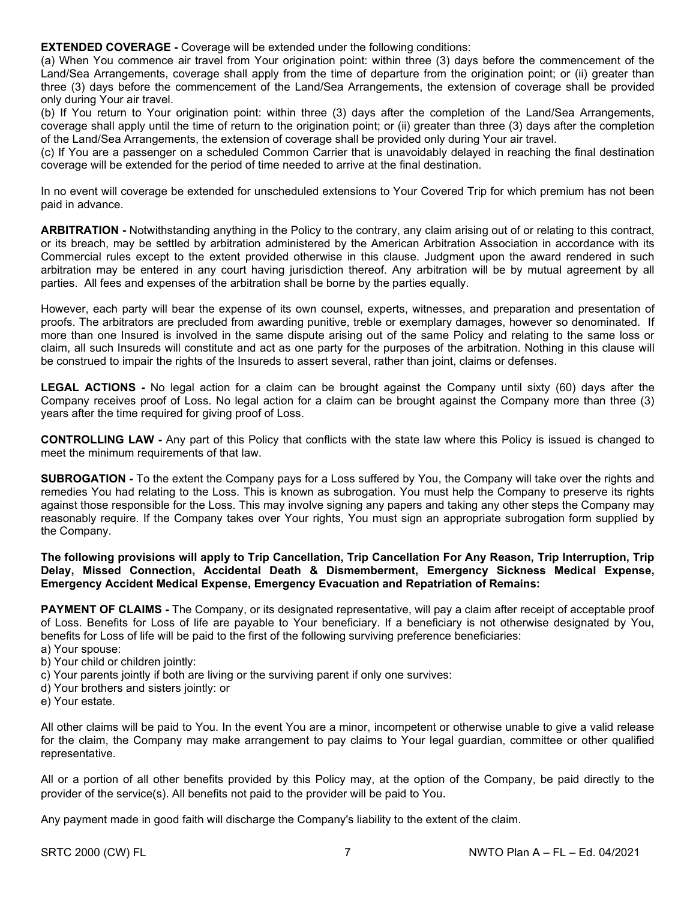**EXTENDED COVERAGE -** Coverage will be extended under the following conditions:

(a) When You commence air travel from Your origination point: within three (3) days before the commencement of the Land/Sea Arrangements, coverage shall apply from the time of departure from the origination point; or (ii) greater than three (3) days before the commencement of the Land/Sea Arrangements, the extension of coverage shall be provided only during Your air travel.

(b) If You return to Your origination point: within three (3) days after the completion of the Land/Sea Arrangements, coverage shall apply until the time of return to the origination point; or (ii) greater than three (3) days after the completion of the Land/Sea Arrangements, the extension of coverage shall be provided only during Your air travel.

(c) If You are a passenger on a scheduled Common Carrier that is unavoidably delayed in reaching the final destination coverage will be extended for the period of time needed to arrive at the final destination.

In no event will coverage be extended for unscheduled extensions to Your Covered Trip for which premium has not been paid in advance.

**ARBITRATION -** Notwithstanding anything in the Policy to the contrary, any claim arising out of or relating to this contract, or its breach, may be settled by arbitration administered by the American Arbitration Association in accordance with its Commercial rules except to the extent provided otherwise in this clause. Judgment upon the award rendered in such arbitration may be entered in any court having jurisdiction thereof. Any arbitration will be by mutual agreement by all parties. All fees and expenses of the arbitration shall be borne by the parties equally.

However, each party will bear the expense of its own counsel, experts, witnesses, and preparation and presentation of proofs. The arbitrators are precluded from awarding punitive, treble or exemplary damages, however so denominated. If more than one Insured is involved in the same dispute arising out of the same Policy and relating to the same loss or claim, all such Insureds will constitute and act as one party for the purposes of the arbitration. Nothing in this clause will be construed to impair the rights of the Insureds to assert several, rather than joint, claims or defenses.

**LEGAL ACTIONS -** No legal action for a claim can be brought against the Company until sixty (60) days after the Company receives proof of Loss. No legal action for a claim can be brought against the Company more than three (3) years after the time required for giving proof of Loss.

**CONTROLLING LAW -** Any part of this Policy that conflicts with the state law where this Policy is issued is changed to meet the minimum requirements of that law.

**SUBROGATION -** To the extent the Company pays for a Loss suffered by You, the Company will take over the rights and remedies You had relating to the Loss. This is known as subrogation. You must help the Company to preserve its rights against those responsible for the Loss. This may involve signing any papers and taking any other steps the Company may reasonably require. If the Company takes over Your rights, You must sign an appropriate subrogation form supplied by the Company.

**The following provisions will apply to Trip Cancellation, Trip Cancellation For Any Reason, Trip Interruption, Trip Delay, Missed Connection, Accidental Death & Dismemberment, Emergency Sickness Medical Expense, Emergency Accident Medical Expense, Emergency Evacuation and Repatriation of Remains:**

**PAYMENT OF CLAIMS -** The Company, or its designated representative, will pay a claim after receipt of acceptable proof of Loss. Benefits for Loss of life are payable to Your beneficiary. If a beneficiary is not otherwise designated by You, benefits for Loss of life will be paid to the first of the following surviving preference beneficiaries:

a) Your spouse:
b) Your child or children jointly:
c) Your parents jointly if both are living or the surviving parent if only one survives:
d) Your brothers and sisters jointly: or
e) Your estate.

All other claims will be paid to You. In the event You are a minor, incompetent or otherwise unable to give a valid release for the claim, the Company may make arrangement to pay claims to Your legal guardian, committee or other qualified representative.

All or a portion of all other benefits provided by this Policy may, at the option of the Company, be paid directly to the provider of the service(s). All benefits not paid to the provider will be paid to You.

Any payment made in good faith will discharge the Company's liability to the extent of the claim.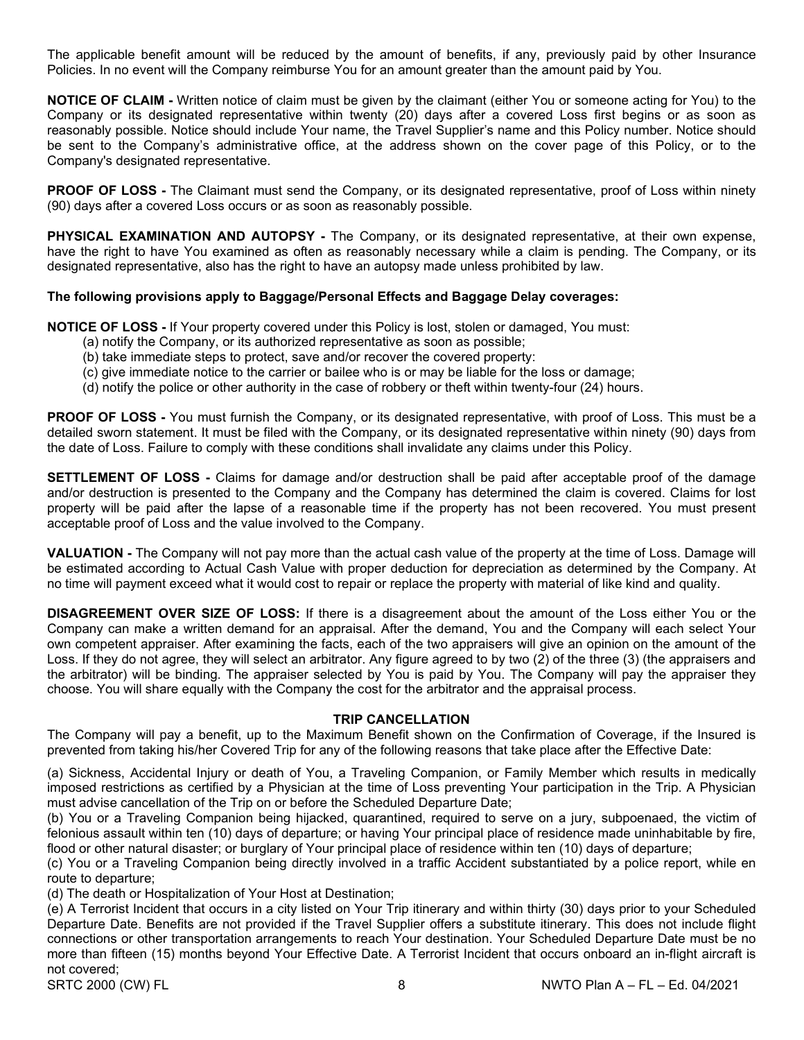The applicable benefit amount will be reduced by the amount of benefits, if any, previously paid by other Insurance Policies. In no event will the Company reimburse You for an amount greater than the amount paid by You.

**NOTICE OF CLAIM -** Written notice of claim must be given by the claimant (either You or someone acting for You) to the Company or its designated representative within twenty (20) days after a covered Loss first begins or as soon as reasonably possible. Notice should include Your name, the Travel Supplier's name and this Policy number. Notice should be sent to the Company's administrative office, at the address shown on the cover page of this Policy, or to the Company's designated representative.

**PROOF OF LOSS -** The Claimant must send the Company, or its designated representative, proof of Loss within ninety (90) days after a covered Loss occurs or as soon as reasonably possible.

**PHYSICAL EXAMINATION AND AUTOPSY -** The Company, or its designated representative, at their own expense, have the right to have You examined as often as reasonably necessary while a claim is pending. The Company, or its designated representative, also has the right to have an autopsy made unless prohibited by law.

**The following provisions apply to Baggage/Personal Effects and Baggage Delay coverages:**

**NOTICE OF LOSS -** If Your property covered under this Policy is lost, stolen or damaged, You must:

(a) notify the Company, or its authorized representative as soon as possible;
(b) take immediate steps to protect, save and/or recover the covered property:
(c) give immediate notice to the carrier or bailee who is or may be liable for the loss or damage;
(d) notify the police or other authority in the case of robbery or theft within twenty-four (24) hours.

**PROOF OF LOSS -** You must furnish the Company, or its designated representative, with proof of Loss. This must be a detailed sworn statement. It must be filed with the Company, or its designated representative within ninety (90) days from the date of Loss. Failure to comply with these conditions shall invalidate any claims under this Policy.

**SETTLEMENT OF LOSS -** Claims for damage and/or destruction shall be paid after acceptable proof of the damage and/or destruction is presented to the Company and the Company has determined the claim is covered. Claims for lost property will be paid after the lapse of a reasonable time if the property has not been recovered. You must present acceptable proof of Loss and the value involved to the Company.

**VALUATION -** The Company will not pay more than the actual cash value of the property at the time of Loss. Damage will be estimated according to Actual Cash Value with proper deduction for depreciation as determined by the Company. At no time will payment exceed what it would cost to repair or replace the property with material of like kind and quality.

**DISAGREEMENT OVER SIZE OF LOSS:** If there is a disagreement about the amount of the Loss either You or the Company can make a written demand for an appraisal. After the demand, You and the Company will each select Your own competent appraiser. After examining the facts, each of the two appraisers will give an opinion on the amount of the Loss. If they do not agree, they will select an arbitrator. Any figure agreed to by two (2) of the three (3) (the appraisers and the arbitrator) will be binding. The appraiser selected by You is paid by You. The Company will pay the appraiser they choose. You will share equally with the Company the cost for the arbitrator and the appraisal process.

## TRIP CANCELLATION

The Company will pay a benefit, up to the Maximum Benefit shown on the Confirmation of Coverage, if the Insured is prevented from taking his/her Covered Trip for any of the following reasons that take place after the Effective Date:

(a) Sickness, Accidental Injury or death of You, a Traveling Companion, or Family Member which results in medically imposed restrictions as certified by a Physician at the time of Loss preventing Your participation in the Trip. A Physician must advise cancellation of the Trip on or before the Scheduled Departure Date;
(b) You or a Traveling Companion being hijacked, quarantined, required to serve on a jury, subpoenaed, the victim of felonious assault within ten (10) days of departure; or having Your principal place of residence made uninhabitable by fire, flood or other natural disaster; or burglary of Your principal place of residence within ten (10) days of departure;
(c) You or a Traveling Companion being directly involved in a traffic Accident substantiated by a police report, while en route to departure;
(d) The death or Hospitalization of Your Host at Destination;
(e) A Terrorist Incident that occurs in a city listed on Your Trip itinerary and within thirty (30) days prior to your Scheduled Departure Date. Benefits are not provided if the Travel Supplier offers a substitute itinerary. This does not include flight connections or other transportation arrangements to reach Your destination. Your Scheduled Departure Date must be no more than fifteen (15) months beyond Your Effective Date. A Terrorist Incident that occurs onboard an in-flight aircraft is not covered;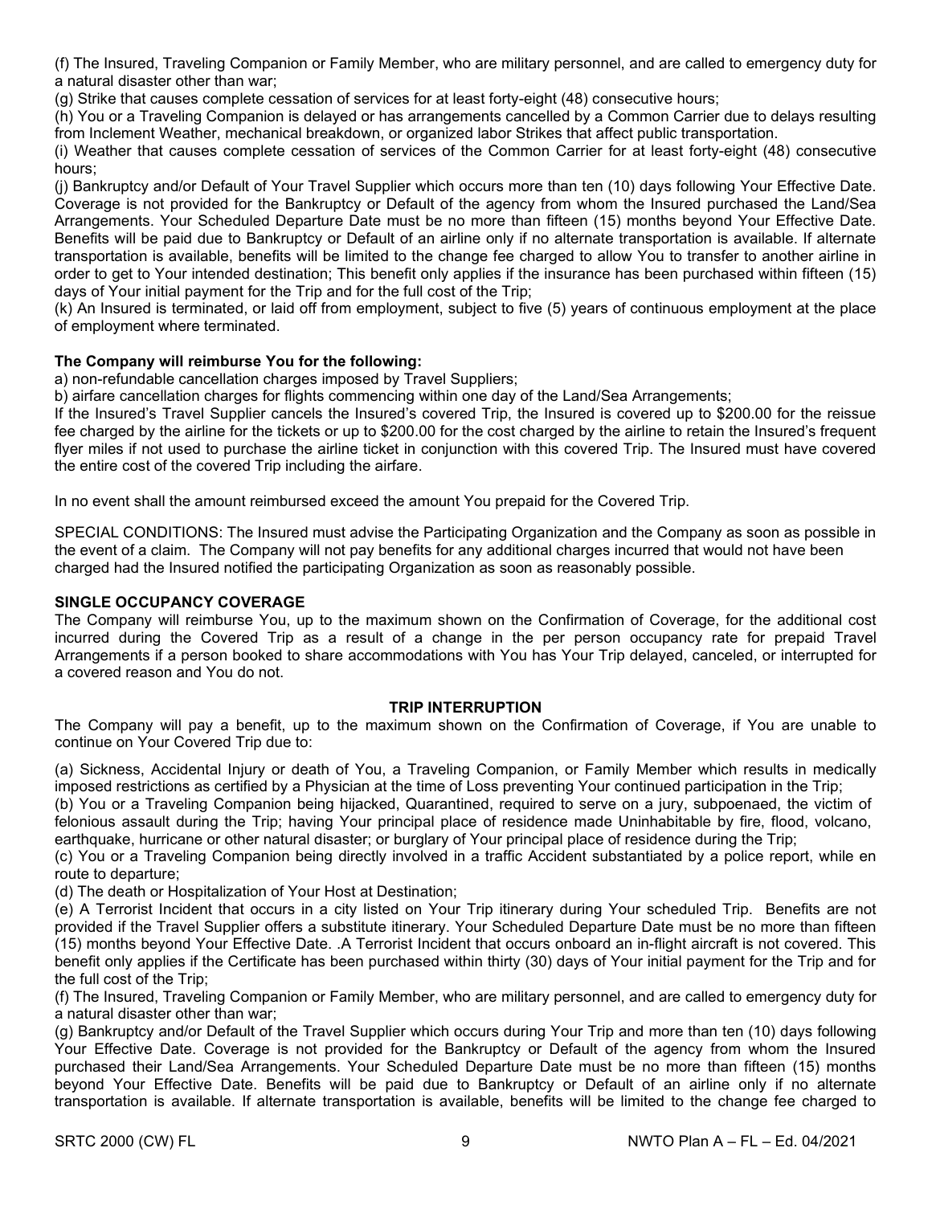(f) The Insured, Traveling Companion or Family Member, who are military personnel, and are called to emergency duty for a natural disaster other than war;

(g) Strike that causes complete cessation of services for at least forty-eight (48) consecutive hours;

(h) You or a Traveling Companion is delayed or has arrangements cancelled by a Common Carrier due to delays resulting from Inclement Weather, mechanical breakdown, or organized labor Strikes that affect public transportation.

(i) Weather that causes complete cessation of services of the Common Carrier for at least forty-eight (48) consecutive hours;

(j) Bankruptcy and/or Default of Your Travel Supplier which occurs more than ten (10) days following Your Effective Date. Coverage is not provided for the Bankruptcy or Default of the agency from whom the Insured purchased the Land/Sea Arrangements. Your Scheduled Departure Date must be no more than fifteen (15) months beyond Your Effective Date. Benefits will be paid due to Bankruptcy or Default of an airline only if no alternate transportation is available. If alternate transportation is available, benefits will be limited to the change fee charged to allow You to transfer to another airline in order to get to Your intended destination; This benefit only applies if the insurance has been purchased within fifteen (15) days of Your initial payment for the Trip and for the full cost of the Trip;

(k) An Insured is terminated, or laid off from employment, subject to five (5) years of continuous employment at the place of employment where terminated.

**The Company will reimburse You for the following:**

a) non-refundable cancellation charges imposed by Travel Suppliers;

b) airfare cancellation charges for flights commencing within one day of the Land/Sea Arrangements;

If the Insured's Travel Supplier cancels the Insured's covered Trip, the Insured is covered up to $200.00 for the reissue fee charged by the airline for the tickets or up to $200.00 for the cost charged by the airline to retain the Insured's frequent flyer miles if not used to purchase the airline ticket in conjunction with this covered Trip. The Insured must have covered the entire cost of the covered Trip including the airfare.

In no event shall the amount reimbursed exceed the amount You prepaid for the Covered Trip.

SPECIAL CONDITIONS: The Insured must advise the Participating Organization and the Company as soon as possible in the event of a claim. The Company will not pay benefits for any additional charges incurred that would not have been charged had the Insured notified the participating Organization as soon as reasonably possible.

**SINGLE OCCUPANCY COVERAGE**

The Company will reimburse You, up to the maximum shown on the Confirmation of Coverage, for the additional cost incurred during the Covered Trip as a result of a change in the per person occupancy rate for prepaid Travel Arrangements if a person booked to share accommodations with You has Your Trip delayed, canceled, or interrupted for a covered reason and You do not.

**TRIP INTERRUPTION**

The Company will pay a benefit, up to the maximum shown on the Confirmation of Coverage, if You are unable to continue on Your Covered Trip due to:

(a) Sickness, Accidental Injury or death of You, a Traveling Companion, or Family Member which results in medically imposed restrictions as certified by a Physician at the time of Loss preventing Your continued participation in the Trip;

(b) You or a Traveling Companion being hijacked, Quarantined, required to serve on a jury, subpoenaed, the victim of felonious assault during the Trip; having Your principal place of residence made Uninhabitable by fire, flood, volcano, earthquake, hurricane or other natural disaster; or burglary of Your principal place of residence during the Trip;

(c) You or a Traveling Companion being directly involved in a traffic Accident substantiated by a police report, while en route to departure;

(d) The death or Hospitalization of Your Host at Destination;

(e) A Terrorist Incident that occurs in a city listed on Your Trip itinerary during Your scheduled Trip. Benefits are not provided if the Travel Supplier offers a substitute itinerary. Your Scheduled Departure Date must be no more than fifteen (15) months beyond Your Effective Date. .A Terrorist Incident that occurs onboard an in-flight aircraft is not covered. This benefit only applies if the Certificate has been purchased within thirty (30) days of Your initial payment for the Trip and for the full cost of the Trip;

(f) The Insured, Traveling Companion or Family Member, who are military personnel, and are called to emergency duty for a natural disaster other than war;

(g) Bankruptcy and/or Default of the Travel Supplier which occurs during Your Trip and more than ten (10) days following Your Effective Date. Coverage is not provided for the Bankruptcy or Default of the agency from whom the Insured purchased their Land/Sea Arrangements. Your Scheduled Departure Date must be no more than fifteen (15) months beyond Your Effective Date. Benefits will be paid due to Bankruptcy or Default of an airline only if no alternate transportation is available. If alternate transportation is available, benefits will be limited to the change fee charged to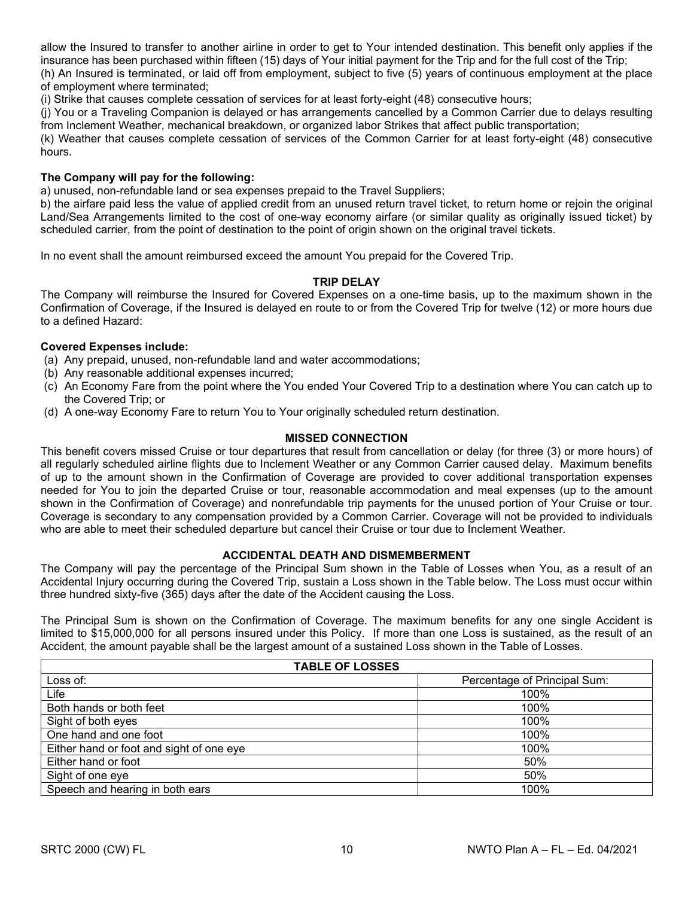allow the Insured to transfer to another airline in order to get to Your intended destination. This benefit only applies if the insurance has been purchased within fifteen (15) days of Your initial payment for the Trip and for the full cost of the Trip;
(h) An Insured is terminated, or laid off from employment, subject to five (5) years of continuous employment at the place of employment where terminated;
(i) Strike that causes complete cessation of services for at least forty-eight (48) consecutive hours;
(j) You or a Traveling Companion is delayed or has arrangements cancelled by a Common Carrier due to delays resulting from Inclement Weather, mechanical breakdown, or organized labor Strikes that affect public transportation;
(k) Weather that causes complete cessation of services of the Common Carrier for at least forty-eight (48) consecutive hours.

**The Company will pay for the following:**
a) unused, non-refundable land or sea expenses prepaid to the Travel Suppliers;
b) the airfare paid less the value of applied credit from an unused return travel ticket, to return home or rejoin the original Land/Sea Arrangements limited to the cost of one-way economy airfare (or similar quality as originally issued ticket) by scheduled carrier, from the point of destination to the point of origin shown on the original travel tickets.

In no event shall the amount reimbursed exceed the amount You prepaid for the Covered Trip.

## TRIP DELAY

The Company will reimburse the Insured for Covered Expenses on a one-time basis, up to the maximum shown in the Confirmation of Coverage, if the Insured is delayed en route to or from the Covered Trip for twelve (12) or more hours due to a defined Hazard:

**Covered Expenses include:**
(a) Any prepaid, unused, non-refundable land and water accommodations;
(b) Any reasonable additional expenses incurred;
(c) An Economy Fare from the point where the You ended Your Covered Trip to a destination where You can catch up to the Covered Trip; or
(d) A one-way Economy Fare to return You to Your originally scheduled return destination.

## MISSED CONNECTION

This benefit covers missed Cruise or tour departures that result from cancellation or delay (for three (3) or more hours) of all regularly scheduled airline flights due to Inclement Weather or any Common Carrier caused delay. Maximum benefits of up to the amount shown in the Confirmation of Coverage are provided to cover additional transportation expenses needed for You to join the departed Cruise or tour, reasonable accommodation and meal expenses (up to the amount shown in the Confirmation of Coverage) and nonrefundable trip payments for the unused portion of Your Cruise or tour. Coverage is secondary to any compensation provided by a Common Carrier. Coverage will not be provided to individuals who are able to meet their scheduled departure but cancel their Cruise or tour due to Inclement Weather.

## ACCIDENTAL DEATH AND DISMEMBERMENT

The Company will pay the percentage of the Principal Sum shown in the Table of Losses when You, as a result of an Accidental Injury occurring during the Covered Trip, sustain a Loss shown in the Table below. The Loss must occur within three hundred sixty-five (365) days after the date of the Accident causing the Loss.

The Principal Sum is shown on the Confirmation of Coverage. The maximum benefits for any one single Accident is limited to $15,000,000 for all persons insured under this Policy. If more than one Loss is sustained, as the result of an Accident, the amount payable shall be the largest amount of a sustained Loss shown in the Table of Losses.

| TABLE OF LOSSES | |
|---|---|
| Loss of: | Percentage of Principal Sum: |
| Life | 100% |
| Both hands or both feet | 100% |
| Sight of both eyes | 100% |
| One hand and one foot | 100% |
| Either hand or foot and sight of one eye | 100% |
| Either hand or foot | 50% |
| Sight of one eye | 50% |
| Speech and hearing in both ears | 100% |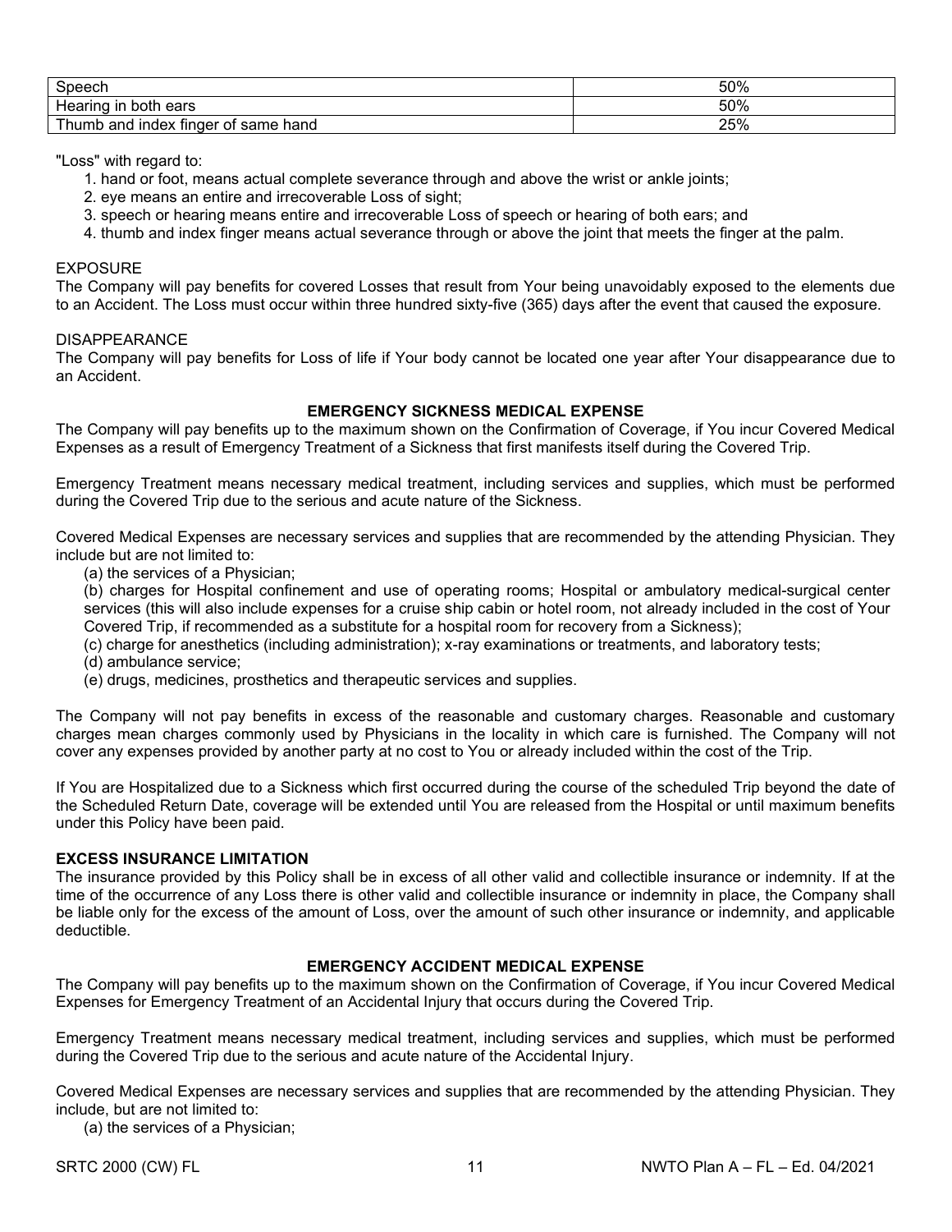| Speech | 50% |
|---|---|
| Hearing in both ears | 50% |
| Thumb and index finger of same hand | 25% |

"Loss" with regard to:

1. hand or foot, means actual complete severance through and above the wrist or ankle joints;
2. eye means an entire and irrecoverable Loss of sight;
3. speech or hearing means entire and irrecoverable Loss of speech or hearing of both ears; and
4. thumb and index finger means actual severance through or above the joint that meets the finger at the palm.

EXPOSURE
The Company will pay benefits for covered Losses that result from Your being unavoidably exposed to the elements due to an Accident. The Loss must occur within three hundred sixty-five (365) days after the event that caused the exposure.

DISAPPEARANCE
The Company will pay benefits for Loss of life if Your body cannot be located one year after Your disappearance due to an Accident.

## EMERGENCY SICKNESS MEDICAL EXPENSE

The Company will pay benefits up to the maximum shown on the Confirmation of Coverage, if You incur Covered Medical Expenses as a result of Emergency Treatment of a Sickness that first manifests itself during the Covered Trip.

Emergency Treatment means necessary medical treatment, including services and supplies, which must be performed during the Covered Trip due to the serious and acute nature of the Sickness.

Covered Medical Expenses are necessary services and supplies that are recommended by the attending Physician. They include but are not limited to:

(a) the services of a Physician;
(b) charges for Hospital confinement and use of operating rooms; Hospital or ambulatory medical-surgical center services (this will also include expenses for a cruise ship cabin or hotel room, not already included in the cost of Your Covered Trip, if recommended as a substitute for a hospital room for recovery from a Sickness);
(c) charge for anesthetics (including administration); x-ray examinations or treatments, and laboratory tests;
(d) ambulance service;
(e) drugs, medicines, prosthetics and therapeutic services and supplies.

The Company will not pay benefits in excess of the reasonable and customary charges. Reasonable and customary charges mean charges commonly used by Physicians in the locality in which care is furnished. The Company will not cover any expenses provided by another party at no cost to You or already included within the cost of the Trip.

If You are Hospitalized due to a Sickness which first occurred during the course of the scheduled Trip beyond the date of the Scheduled Return Date, coverage will be extended until You are released from the Hospital or until maximum benefits under this Policy have been paid.

**EXCESS INSURANCE LIMITATION**
The insurance provided by this Policy shall be in excess of all other valid and collectible insurance or indemnity. If at the time of the occurrence of any Loss there is other valid and collectible insurance or indemnity in place, the Company shall be liable only for the excess of the amount of Loss, over the amount of such other insurance or indemnity, and applicable deductible.

## EMERGENCY ACCIDENT MEDICAL EXPENSE

The Company will pay benefits up to the maximum shown on the Confirmation of Coverage, if You incur Covered Medical Expenses for Emergency Treatment of an Accidental Injury that occurs during the Covered Trip.

Emergency Treatment means necessary medical treatment, including services and supplies, which must be performed during the Covered Trip due to the serious and acute nature of the Accidental Injury.

Covered Medical Expenses are necessary services and supplies that are recommended by the attending Physician. They include, but are not limited to:

(a) the services of a Physician;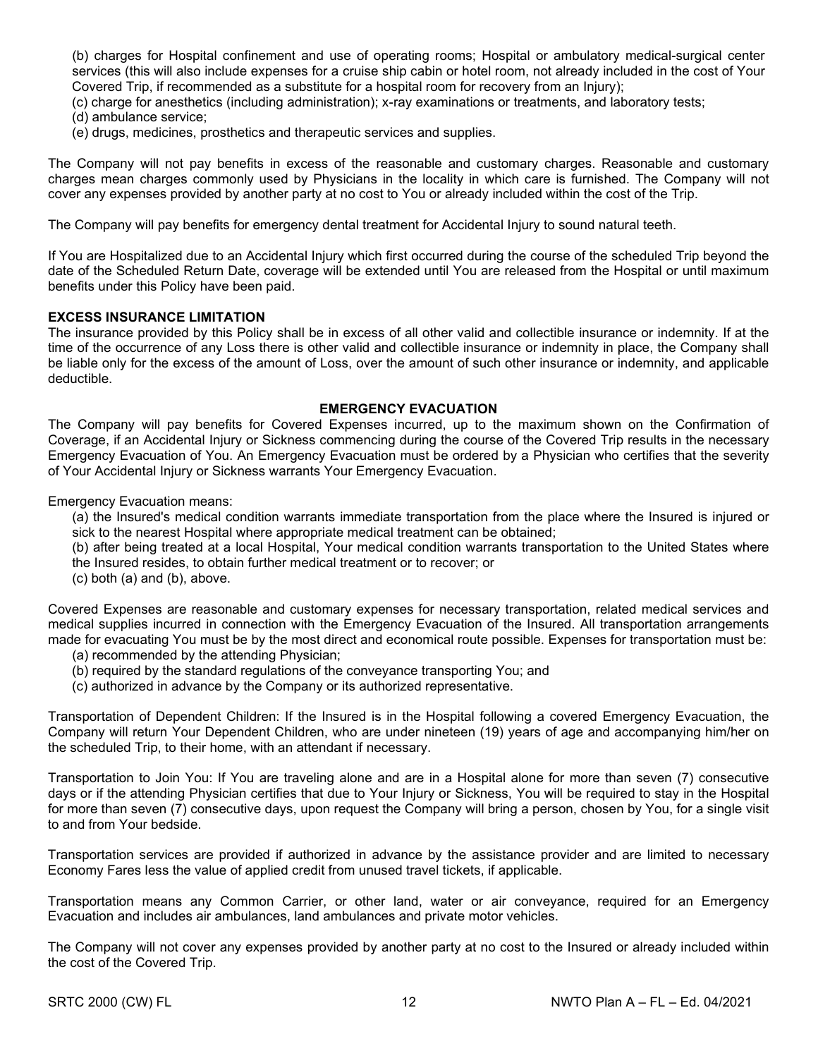(b) charges for Hospital confinement and use of operating rooms; Hospital or ambulatory medical-surgical center services (this will also include expenses for a cruise ship cabin or hotel room, not already included in the cost of Your Covered Trip, if recommended as a substitute for a hospital room for recovery from an Injury);

(c) charge for anesthetics (including administration); x-ray examinations or treatments, and laboratory tests;

(d) ambulance service;

(e) drugs, medicines, prosthetics and therapeutic services and supplies.

The Company will not pay benefits in excess of the reasonable and customary charges. Reasonable and customary charges mean charges commonly used by Physicians in the locality in which care is furnished. The Company will not cover any expenses provided by another party at no cost to You or already included within the cost of the Trip.

The Company will pay benefits for emergency dental treatment for Accidental Injury to sound natural teeth.

If You are Hospitalized due to an Accidental Injury which first occurred during the course of the scheduled Trip beyond the date of the Scheduled Return Date, coverage will be extended until You are released from the Hospital or until maximum benefits under this Policy have been paid.

**EXCESS INSURANCE LIMITATION**

The insurance provided by this Policy shall be in excess of all other valid and collectible insurance or indemnity. If at the time of the occurrence of any Loss there is other valid and collectible insurance or indemnity in place, the Company shall be liable only for the excess of the amount of Loss, over the amount of such other insurance or indemnity, and applicable deductible.

## EMERGENCY EVACUATION

The Company will pay benefits for Covered Expenses incurred, up to the maximum shown on the Confirmation of Coverage, if an Accidental Injury or Sickness commencing during the course of the Covered Trip results in the necessary Emergency Evacuation of You. An Emergency Evacuation must be ordered by a Physician who certifies that the severity of Your Accidental Injury or Sickness warrants Your Emergency Evacuation.

Emergency Evacuation means:

(a) the Insured's medical condition warrants immediate transportation from the place where the Insured is injured or sick to the nearest Hospital where appropriate medical treatment can be obtained;

(b) after being treated at a local Hospital, Your medical condition warrants transportation to the United States where the Insured resides, to obtain further medical treatment or to recover; or

(c) both (a) and (b), above.

Covered Expenses are reasonable and customary expenses for necessary transportation, related medical services and medical supplies incurred in connection with the Emergency Evacuation of the Insured. All transportation arrangements made for evacuating You must be by the most direct and economical route possible. Expenses for transportation must be:

(a) recommended by the attending Physician;

(b) required by the standard regulations of the conveyance transporting You; and

(c) authorized in advance by the Company or its authorized representative.

Transportation of Dependent Children: If the Insured is in the Hospital following a covered Emergency Evacuation, the Company will return Your Dependent Children, who are under nineteen (19) years of age and accompanying him/her on the scheduled Trip, to their home, with an attendant if necessary.

Transportation to Join You: If You are traveling alone and are in a Hospital alone for more than seven (7) consecutive days or if the attending Physician certifies that due to Your Injury or Sickness, You will be required to stay in the Hospital for more than seven (7) consecutive days, upon request the Company will bring a person, chosen by You, for a single visit to and from Your bedside.

Transportation services are provided if authorized in advance by the assistance provider and are limited to necessary Economy Fares less the value of applied credit from unused travel tickets, if applicable.

Transportation means any Common Carrier, or other land, water or air conveyance, required for an Emergency Evacuation and includes air ambulances, land ambulances and private motor vehicles.

The Company will not cover any expenses provided by another party at no cost to the Insured or already included within the cost of the Covered Trip.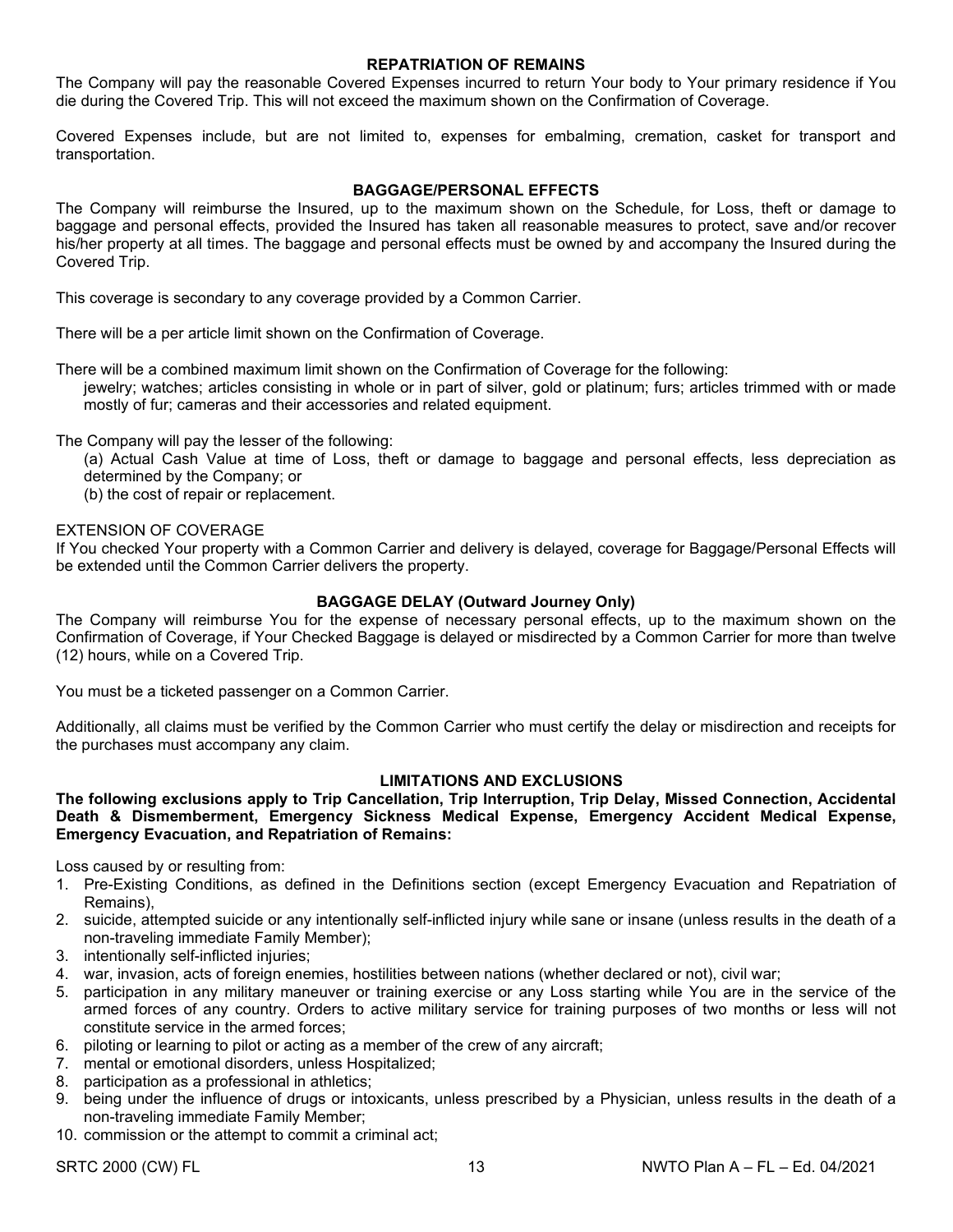## REPATRIATION OF REMAINS

The Company will pay the reasonable Covered Expenses incurred to return Your body to Your primary residence if You die during the Covered Trip. This will not exceed the maximum shown on the Confirmation of Coverage.

Covered Expenses include, but are not limited to, expenses for embalming, cremation, casket for transport and transportation.

## BAGGAGE/PERSONAL EFFECTS

The Company will reimburse the Insured, up to the maximum shown on the Schedule, for Loss, theft or damage to baggage and personal effects, provided the Insured has taken all reasonable measures to protect, save and/or recover his/her property at all times. The baggage and personal effects must be owned by and accompany the Insured during the Covered Trip.

This coverage is secondary to any coverage provided by a Common Carrier.

There will be a per article limit shown on the Confirmation of Coverage.

There will be a combined maximum limit shown on the Confirmation of Coverage for the following:

jewelry; watches; articles consisting in whole or in part of silver, gold or platinum; furs; articles trimmed with or made mostly of fur; cameras and their accessories and related equipment.

The Company will pay the lesser of the following:

(a) Actual Cash Value at time of Loss, theft or damage to baggage and personal effects, less depreciation as determined by the Company; or

(b) the cost of repair or replacement.

EXTENSION OF COVERAGE

If You checked Your property with a Common Carrier and delivery is delayed, coverage for Baggage/Personal Effects will be extended until the Common Carrier delivers the property.

## BAGGAGE DELAY (Outward Journey Only)

The Company will reimburse You for the expense of necessary personal effects, up to the maximum shown on the Confirmation of Coverage, if Your Checked Baggage is delayed or misdirected by a Common Carrier for more than twelve (12) hours, while on a Covered Trip.

You must be a ticketed passenger on a Common Carrier.

Additionally, all claims must be verified by the Common Carrier who must certify the delay or misdirection and receipts for the purchases must accompany any claim.

## LIMITATIONS AND EXCLUSIONS

**The following exclusions apply to Trip Cancellation, Trip Interruption, Trip Delay, Missed Connection, Accidental Death & Dismemberment, Emergency Sickness Medical Expense, Emergency Accident Medical Expense, Emergency Evacuation, and Repatriation of Remains:**

Loss caused by or resulting from:

1. Pre-Existing Conditions, as defined in the Definitions section (except Emergency Evacuation and Repatriation of Remains),
2. suicide, attempted suicide or any intentionally self-inflicted injury while sane or insane (unless results in the death of a non-traveling immediate Family Member);
3. intentionally self-inflicted injuries;
4. war, invasion, acts of foreign enemies, hostilities between nations (whether declared or not), civil war;
5. participation in any military maneuver or training exercise or any Loss starting while You are in the service of the armed forces of any country. Orders to active military service for training purposes of two months or less will not constitute service in the armed forces;
6. piloting or learning to pilot or acting as a member of the crew of any aircraft;
7. mental or emotional disorders, unless Hospitalized;
8. participation as a professional in athletics;
9. being under the influence of drugs or intoxicants, unless prescribed by a Physician, unless results in the death of a non-traveling immediate Family Member;
10. commission or the attempt to commit a criminal act;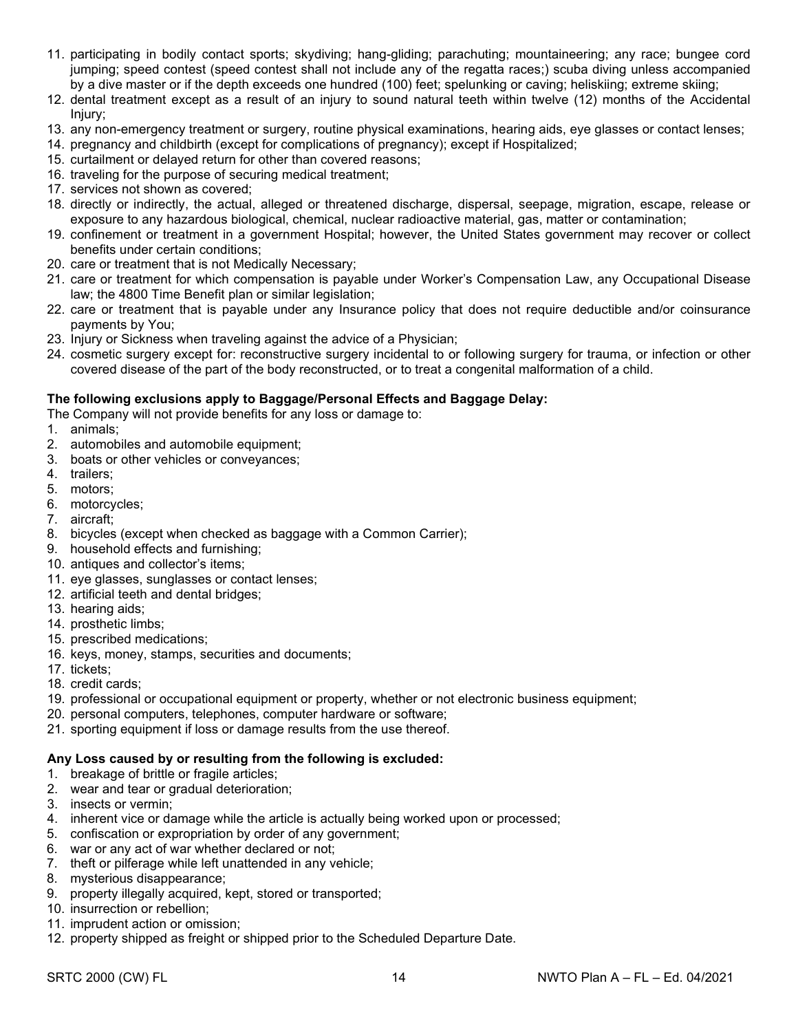11. participating in bodily contact sports; skydiving; hang-gliding; parachuting; mountaineering; any race; bungee cord jumping; speed contest (speed contest shall not include any of the regatta races;) scuba diving unless accompanied by a dive master or if the depth exceeds one hundred (100) feet; spelunking or caving; heliskiing; extreme skiing;
12. dental treatment except as a result of an injury to sound natural teeth within twelve (12) months of the Accidental Injury;
13. any non-emergency treatment or surgery, routine physical examinations, hearing aids, eye glasses or contact lenses;
14. pregnancy and childbirth (except for complications of pregnancy); except if Hospitalized;
15. curtailment or delayed return for other than covered reasons;
16. traveling for the purpose of securing medical treatment;
17. services not shown as covered;
18. directly or indirectly, the actual, alleged or threatened discharge, dispersal, seepage, migration, escape, release or exposure to any hazardous biological, chemical, nuclear radioactive material, gas, matter or contamination;
19. confinement or treatment in a government Hospital; however, the United States government may recover or collect benefits under certain conditions;
20. care or treatment that is not Medically Necessary;
21. care or treatment for which compensation is payable under Worker's Compensation Law, any Occupational Disease law; the 4800 Time Benefit plan or similar legislation;
22. care or treatment that is payable under any Insurance policy that does not require deductible and/or coinsurance payments by You;
23. Injury or Sickness when traveling against the advice of a Physician;
24. cosmetic surgery except for: reconstructive surgery incidental to or following surgery for trauma, or infection or other covered disease of the part of the body reconstructed, or to treat a congenital malformation of a child.

**The following exclusions apply to Baggage/Personal Effects and Baggage Delay:**

The Company will not provide benefits for any loss or damage to:

1. animals;
2. automobiles and automobile equipment;
3. boats or other vehicles or conveyances;
4. trailers;
5. motors;
6. motorcycles;
7. aircraft;
8. bicycles (except when checked as baggage with a Common Carrier);
9. household effects and furnishing;
10. antiques and collector's items;
11. eye glasses, sunglasses or contact lenses;
12. artificial teeth and dental bridges;
13. hearing aids;
14. prosthetic limbs;
15. prescribed medications;
16. keys, money, stamps, securities and documents;
17. tickets;
18. credit cards;
19. professional or occupational equipment or property, whether or not electronic business equipment;
20. personal computers, telephones, computer hardware or software;
21. sporting equipment if loss or damage results from the use thereof.

**Any Loss caused by or resulting from the following is excluded:**

1. breakage of brittle or fragile articles;
2. wear and tear or gradual deterioration;
3. insects or vermin;
4. inherent vice or damage while the article is actually being worked upon or processed;
5. confiscation or expropriation by order of any government;
6. war or any act of war whether declared or not;
7. theft or pilferage while left unattended in any vehicle;
8. mysterious disappearance;
9. property illegally acquired, kept, stored or transported;
10. insurrection or rebellion;
11. imprudent action or omission;
12. property shipped as freight or shipped prior to the Scheduled Departure Date.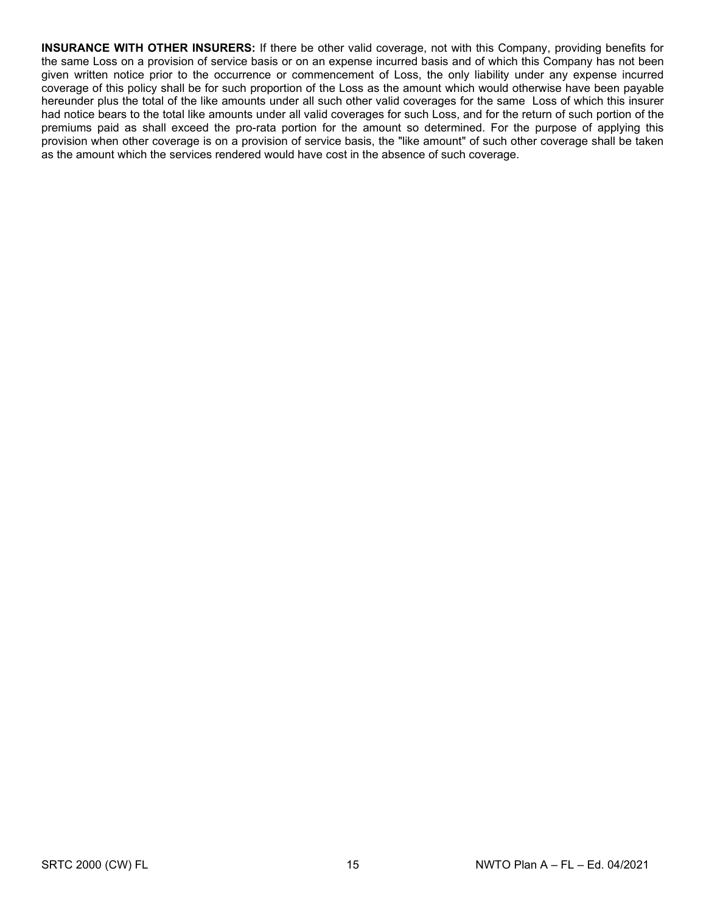**INSURANCE WITH OTHER INSURERS:** If there be other valid coverage, not with this Company, providing benefits for the same Loss on a provision of service basis or on an expense incurred basis and of which this Company has not been given written notice prior to the occurrence or commencement of Loss, the only liability under any expense incurred coverage of this policy shall be for such proportion of the Loss as the amount which would otherwise have been payable hereunder plus the total of the like amounts under all such other valid coverages for the same Loss of which this insurer had notice bears to the total like amounts under all valid coverages for such Loss, and for the return of such portion of the premiums paid as shall exceed the pro-rata portion for the amount so determined. For the purpose of applying this provision when other coverage is on a provision of service basis, the "like amount" of such other coverage shall be taken as the amount which the services rendered would have cost in the absence of such coverage.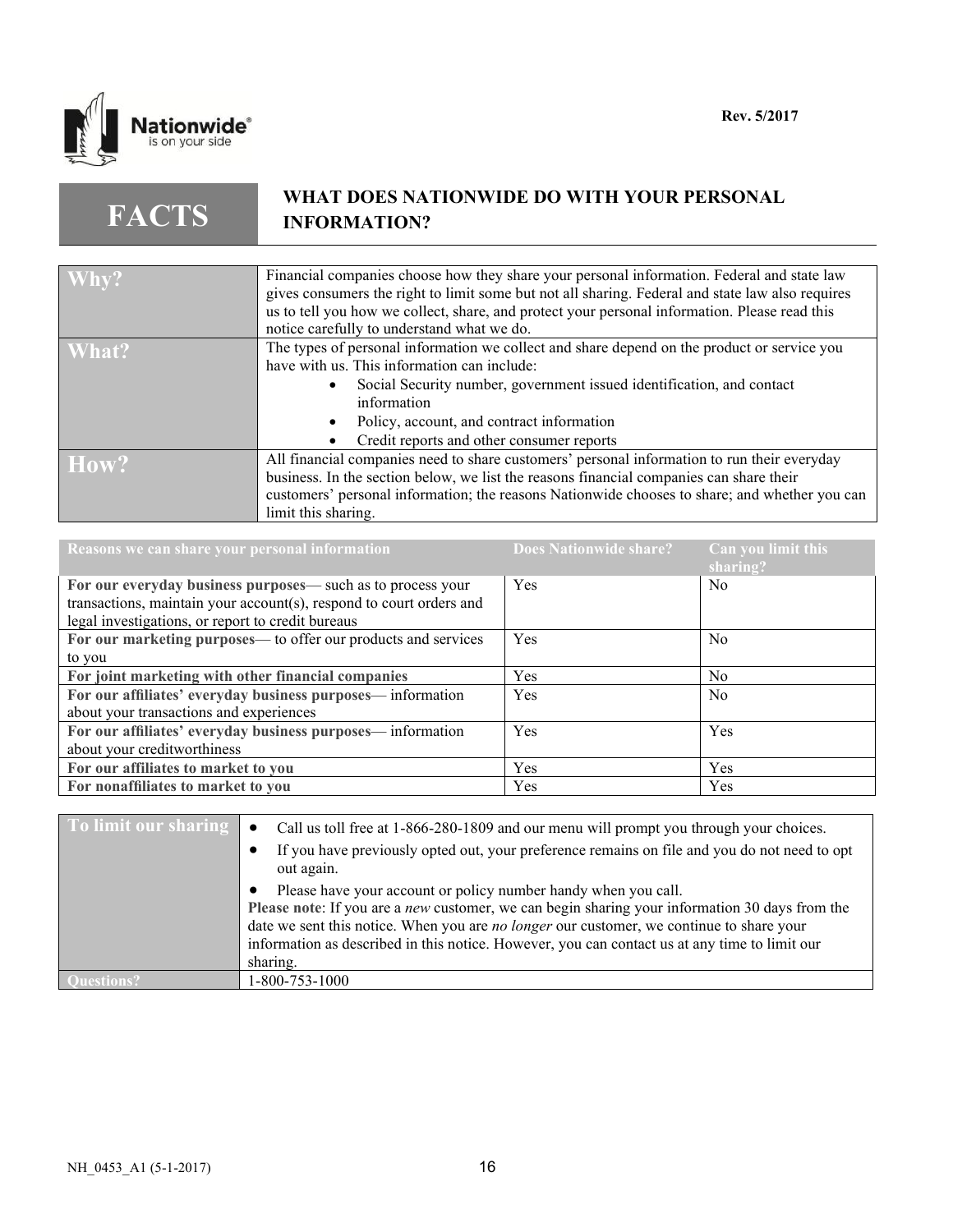Rev. 5/2017

# FACTS — WHAT DOES NATIONWIDE DO WITH YOUR PERSONAL INFORMATION?

| | |
|---|---|
| **Why?** | Financial companies choose how they share your personal information. Federal and state law gives consumers the right to limit some but not all sharing. Federal and state law also requires us to tell you how we collect, share, and protect your personal information. Please read this notice carefully to understand what we do. |
| **What?** | The types of personal information we collect and share depend on the product or service you have with us. This information can include:<br>• Social Security number, government issued identification, and contact information<br>• Policy, account, and contract information<br>• Credit reports and other consumer reports |
| **How?** | All financial companies need to share customers' personal information to run their everyday business. In the section below, we list the reasons financial companies can share their customers' personal information; the reasons Nationwide chooses to share; and whether you can limit this sharing. |

| Reasons we can share your personal information | Does Nationwide share? | Can you limit this sharing? |
|---|---|---|
| **For our everyday business purposes**— such as to process your transactions, maintain your account(s), respond to court orders and legal investigations, or report to credit bureaus | Yes | No |
| **For our marketing purposes**— to offer our products and services to you | Yes | No |
| **For joint marketing with other financial companies** | Yes | No |
| **For our affiliates' everyday business purposes**— information about your transactions and experiences | Yes | No |
| **For our affiliates' everyday business purposes**— information about your creditworthiness | Yes | Yes |
| **For our affiliates to market to you** | Yes | Yes |
| **For nonaffiliates to market to you** | Yes | Yes |

| | |
|---|---|
| **To limit our sharing** | • Call us toll free at 1-866-280-1809 and our menu will prompt you through your choices.<br>• If you have previously opted out, your preference remains on file and you do not need to opt out again.<br>• Please have your account or policy number handy when you call.<br>**Please note**: If you are a *new* customer, we can begin sharing your information 30 days from the date we sent this notice. When you are *no longer* our customer, we continue to share your information as described in this notice. However, you can contact us at any time to limit our sharing. |
| **Questions?** | 1-800-753-1000 |

NH_0453_A1 (5-1-2017)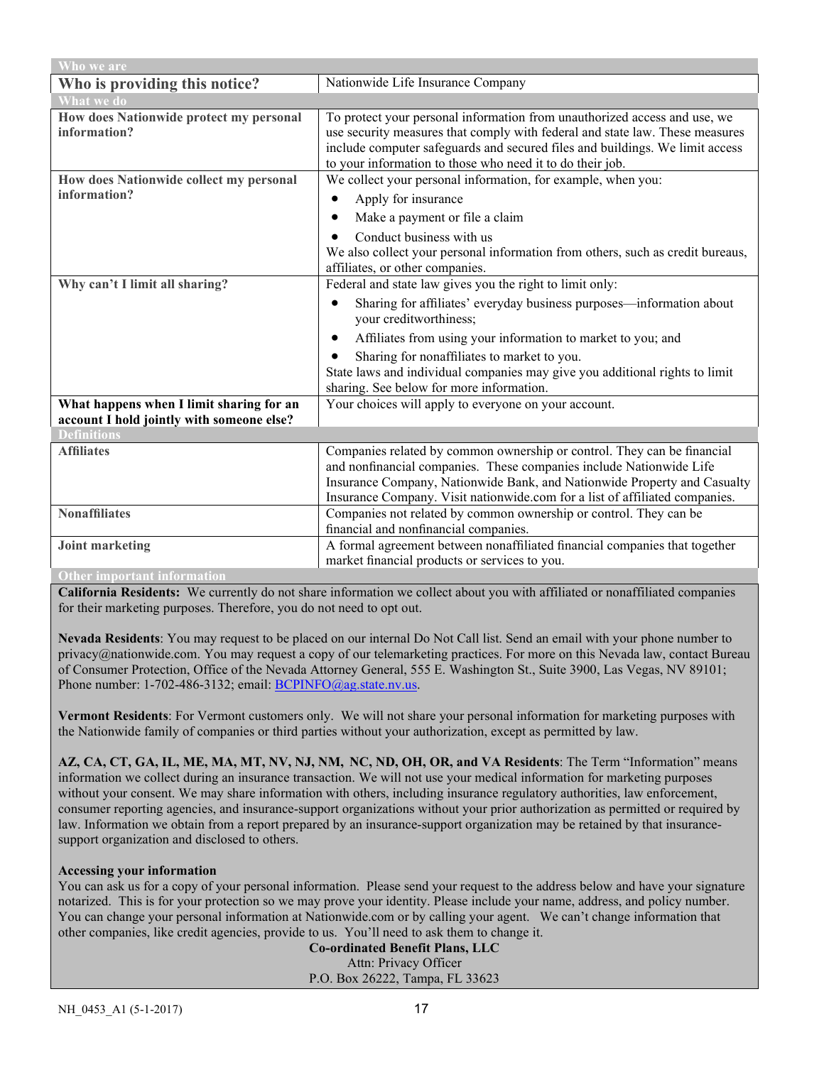| Who we are | |
|---|---|
| **Who is providing this notice?** | Nationwide Life Insurance Company |
| **What we do** | |
| **How does Nationwide protect my personal information?** | To protect your personal information from unauthorized access and use, we use security measures that comply with federal and state law. These measures include computer safeguards and secured files and buildings. We limit access to your information to those who need it to do their job. |
| **How does Nationwide collect my personal information?** | We collect your personal information, for example, when you:<br>• Apply for insurance<br>• Make a payment or file a claim<br>• Conduct business with us<br>We also collect your personal information from others, such as credit bureaus, affiliates, or other companies. |
| **Why can't I limit all sharing?** | Federal and state law gives you the right to limit only:<br>• Sharing for affiliates' everyday business purposes—information about your creditworthiness;<br>• Affiliates from using your information to market to you; and<br>• Sharing for nonaffiliates to market to you.<br>State laws and individual companies may give you additional rights to limit sharing. See below for more information. |
| **What happens when I limit sharing for an account I hold jointly with someone else?** | Your choices will apply to everyone on your account. |
| **Definitions** | |
| **Affiliates** | Companies related by common ownership or control. They can be financial and nonfinancial companies. These companies include Nationwide Life Insurance Company, Nationwide Bank, and Nationwide Property and Casualty Insurance Company. Visit nationwide.com for a list of affiliated companies. |
| **Nonaffiliates** | Companies not related by common ownership or control. They can be financial and nonfinancial companies. |
| **Joint marketing** | A formal agreement between nonaffiliated financial companies that together market financial products or services to you. |

**Other important information**

**California Residents:** We currently do not share information we collect about you with affiliated or nonaffiliated companies for their marketing purposes. Therefore, you do not need to opt out.

**Nevada Residents**: You may request to be placed on our internal Do Not Call list. Send an email with your phone number to privacy@nationwide.com. You may request a copy of our telemarketing practices. For more on this Nevada law, contact Bureau of Consumer Protection, Office of the Nevada Attorney General, 555 E. Washington St., Suite 3900, Las Vegas, NV 89101; Phone number: 1-702-486-3132; email: BCPINFO@ag.state.nv.us.

**Vermont Residents**: For Vermont customers only. We will not share your personal information for marketing purposes with the Nationwide family of companies or third parties without your authorization, except as permitted by law.

**AZ, CA, CT, GA, IL, ME, MA, MT, NV, NJ, NM, NC, ND, OH, OR, and VA Residents**: The Term "Information" means information we collect during an insurance transaction. We will not use your medical information for marketing purposes without your consent. We may share information with others, including insurance regulatory authorities, law enforcement, consumer reporting agencies, and insurance-support organizations without your prior authorization as permitted or required by law. Information we obtain from a report prepared by an insurance-support organization may be retained by that insurance-support organization and disclosed to others.

**Accessing your information**

You can ask us for a copy of your personal information. Please send your request to the address below and have your signature notarized. This is for your protection so we may prove your identity. Please include your name, address, and policy number. You can change your personal information at Nationwide.com or by calling your agent. We can't change information that other companies, like credit agencies, provide to us. You'll need to ask them to change it.

**Co-ordinated Benefit Plans, LLC**
Attn: Privacy Officer
P.O. Box 26222, Tampa, FL 33623

NH_0453_A1 (5-1-2017)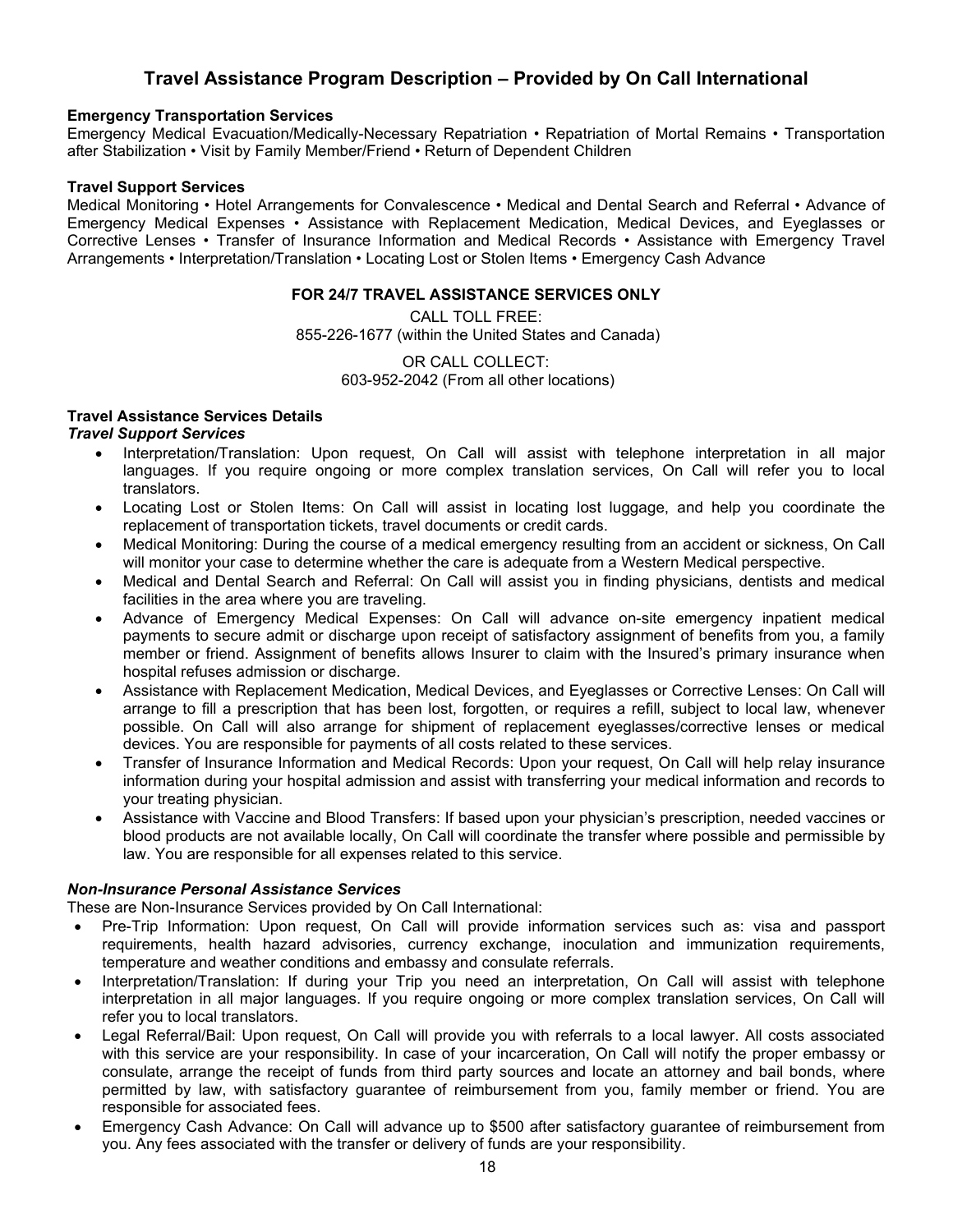# Travel Assistance Program Description – Provided by On Call International

**Emergency Transportation Services**

Emergency Medical Evacuation/Medically-Necessary Repatriation • Repatriation of Mortal Remains • Transportation after Stabilization • Visit by Family Member/Friend • Return of Dependent Children

**Travel Support Services**

Medical Monitoring • Hotel Arrangements for Convalescence • Medical and Dental Search and Referral • Advance of Emergency Medical Expenses • Assistance with Replacement Medication, Medical Devices, and Eyeglasses or Corrective Lenses • Transfer of Insurance Information and Medical Records • Assistance with Emergency Travel Arrangements • Interpretation/Translation • Locating Lost or Stolen Items • Emergency Cash Advance

**FOR 24/7 TRAVEL ASSISTANCE SERVICES ONLY**

CALL TOLL FREE:
855-226-1677 (within the United States and Canada)

OR CALL COLLECT:
603-952-2042 (From all other locations)

**Travel Assistance Services Details**

***Travel Support Services***

- Interpretation/Translation: Upon request, On Call will assist with telephone interpretation in all major languages. If you require ongoing or more complex translation services, On Call will refer you to local translators.
- Locating Lost or Stolen Items: On Call will assist in locating lost luggage, and help you coordinate the replacement of transportation tickets, travel documents or credit cards.
- Medical Monitoring: During the course of a medical emergency resulting from an accident or sickness, On Call will monitor your case to determine whether the care is adequate from a Western Medical perspective.
- Medical and Dental Search and Referral: On Call will assist you in finding physicians, dentists and medical facilities in the area where you are traveling.
- Advance of Emergency Medical Expenses: On Call will advance on-site emergency inpatient medical payments to secure admit or discharge upon receipt of satisfactory assignment of benefits from you, a family member or friend. Assignment of benefits allows Insurer to claim with the Insured's primary insurance when hospital refuses admission or discharge.
- Assistance with Replacement Medication, Medical Devices, and Eyeglasses or Corrective Lenses: On Call will arrange to fill a prescription that has been lost, forgotten, or requires a refill, subject to local law, whenever possible. On Call will also arrange for shipment of replacement eyeglasses/corrective lenses or medical devices. You are responsible for payments of all costs related to these services.
- Transfer of Insurance Information and Medical Records: Upon your request, On Call will help relay insurance information during your hospital admission and assist with transferring your medical information and records to your treating physician.
- Assistance with Vaccine and Blood Transfers: If based upon your physician's prescription, needed vaccines or blood products are not available locally, On Call will coordinate the transfer where possible and permissible by law. You are responsible for all expenses related to this service.

***Non-Insurance Personal Assistance Services***

These are Non-Insurance Services provided by On Call International:

- Pre-Trip Information: Upon request, On Call will provide information services such as: visa and passport requirements, health hazard advisories, currency exchange, inoculation and immunization requirements, temperature and weather conditions and embassy and consulate referrals.
- Interpretation/Translation: If during your Trip you need an interpretation, On Call will assist with telephone interpretation in all major languages. If you require ongoing or more complex translation services, On Call will refer you to local translators.
- Legal Referral/Bail: Upon request, On Call will provide you with referrals to a local lawyer. All costs associated with this service are your responsibility. In case of your incarceration, On Call will notify the proper embassy or consulate, arrange the receipt of funds from third party sources and locate an attorney and bail bonds, where permitted by law, with satisfactory guarantee of reimbursement from you, family member or friend. You are responsible for associated fees.
- Emergency Cash Advance: On Call will advance up to $500 after satisfactory guarantee of reimbursement from you. Any fees associated with the transfer or delivery of funds are your responsibility.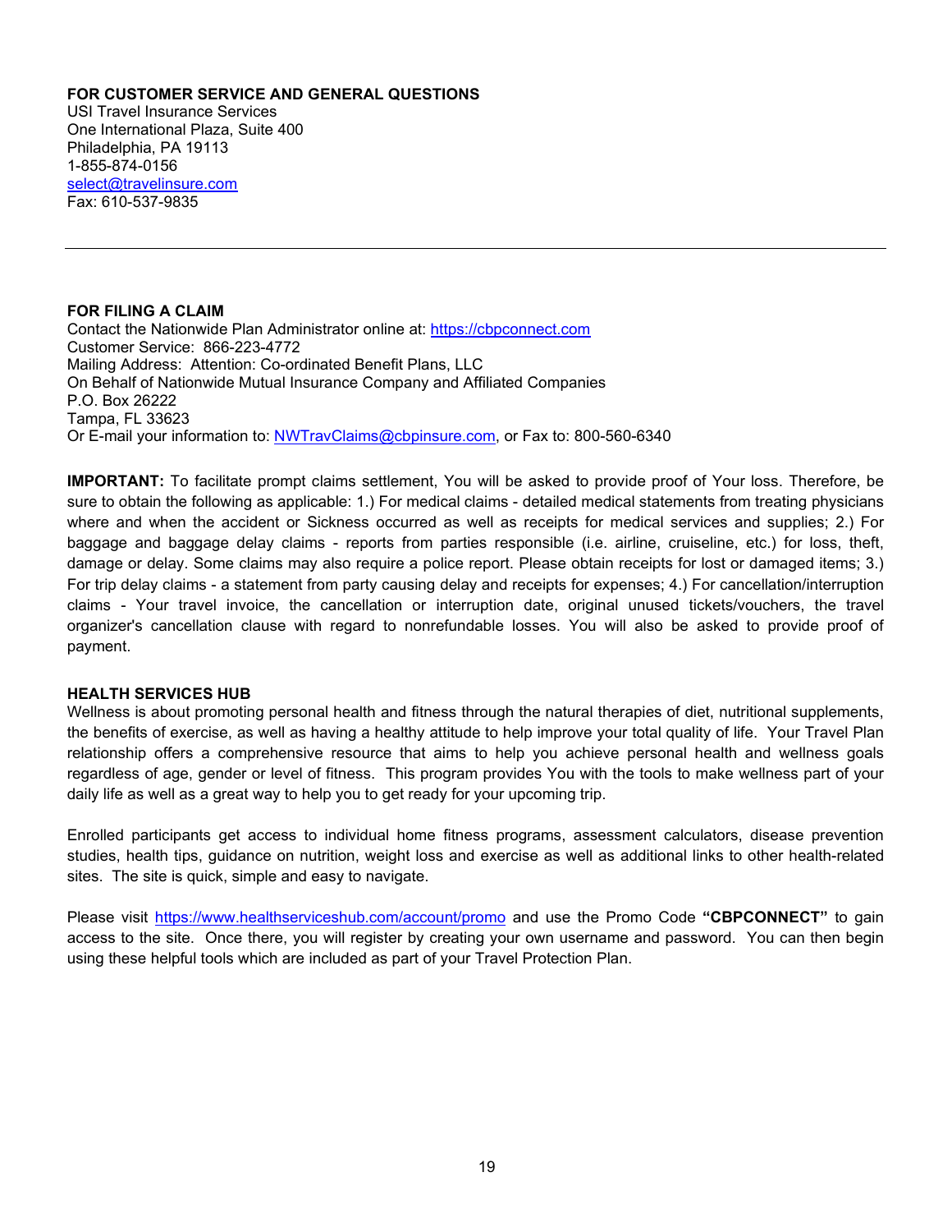**FOR CUSTOMER SERVICE AND GENERAL QUESTIONS**
USI Travel Insurance Services
One International Plaza, Suite 400
Philadelphia, PA 19113
1-855-874-0156
select@travelinsure.com
Fax: 610-537-9835

---

**FOR FILING A CLAIM**
Contact the Nationwide Plan Administrator online at: https://cbpconnect.com
Customer Service: 866-223-4772
Mailing Address: Attention: Co-ordinated Benefit Plans, LLC
On Behalf of Nationwide Mutual Insurance Company and Affiliated Companies
P.O. Box 26222
Tampa, FL 33623
Or E-mail your information to: NWTravClaims@cbpinsure.com, or Fax to: 800-560-6340

**IMPORTANT:** To facilitate prompt claims settlement, You will be asked to provide proof of Your loss. Therefore, be sure to obtain the following as applicable: 1.) For medical claims - detailed medical statements from treating physicians where and when the accident or Sickness occurred as well as receipts for medical services and supplies; 2.) For baggage and baggage delay claims - reports from parties responsible (i.e. airline, cruiseline, etc.) for loss, theft, damage or delay. Some claims may also require a police report. Please obtain receipts for lost or damaged items; 3.) For trip delay claims - a statement from party causing delay and receipts for expenses; 4.) For cancellation/interruption claims - Your travel invoice, the cancellation or interruption date, original unused tickets/vouchers, the travel organizer's cancellation clause with regard to nonrefundable losses. You will also be asked to provide proof of payment.

**HEALTH SERVICES HUB**
Wellness is about promoting personal health and fitness through the natural therapies of diet, nutritional supplements, the benefits of exercise, as well as having a healthy attitude to help improve your total quality of life. Your Travel Plan relationship offers a comprehensive resource that aims to help you achieve personal health and wellness goals regardless of age, gender or level of fitness. This program provides You with the tools to make wellness part of your daily life as well as a great way to help you to get ready for your upcoming trip.

Enrolled participants get access to individual home fitness programs, assessment calculators, disease prevention studies, health tips, guidance on nutrition, weight loss and exercise as well as additional links to other health-related sites. The site is quick, simple and easy to navigate.

Please visit https://www.healthserviceshub.com/account/promo and use the Promo Code **"CBPCONNECT"** to gain access to the site. Once there, you will register by creating your own username and password. You can then begin using these helpful tools which are included as part of your Travel Protection Plan.